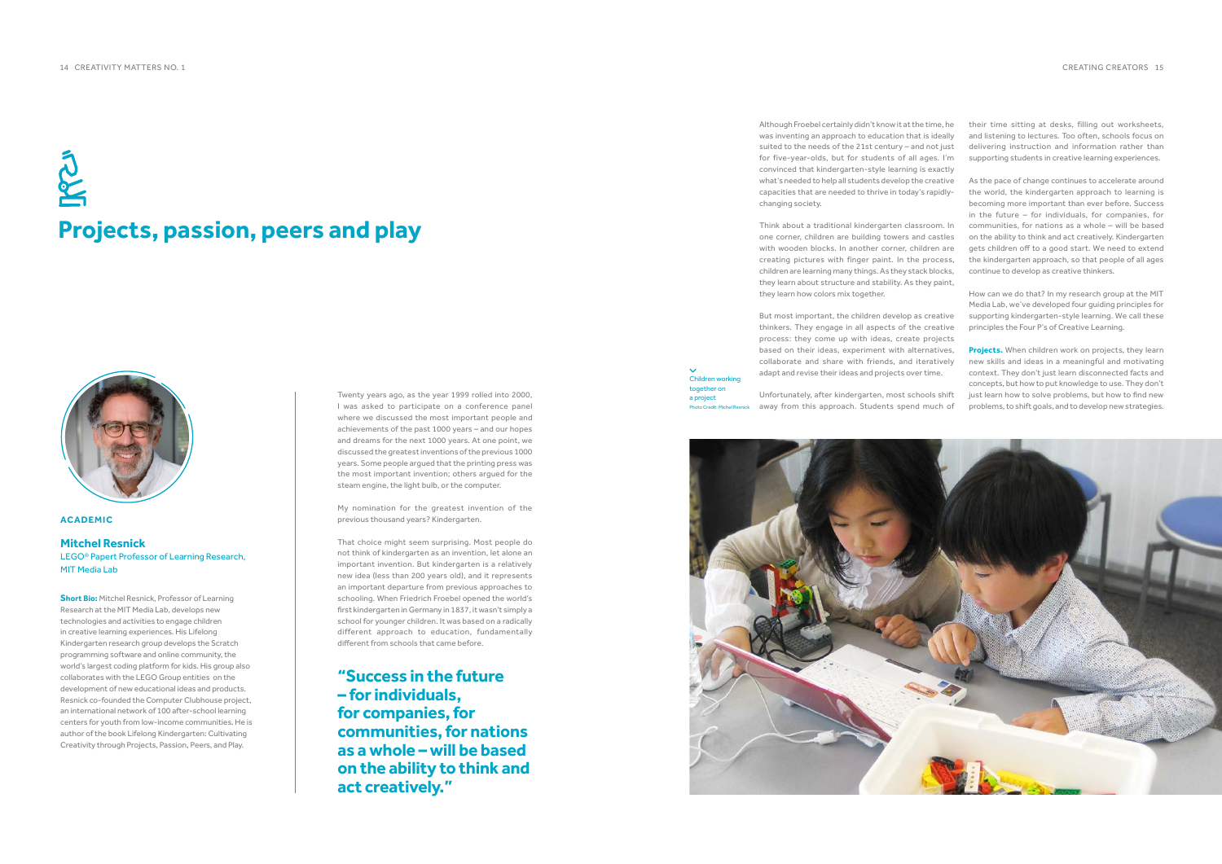# Projects, passion, peers and play

**ACADEMIC**

**Mitchel Resnick**
LEGO® Papert Professor of Learning Research, MIT Media Lab

**Short Bio:** Mitchel Resnick, Professor of Learning Research at the MIT Media Lab, develops new technologies and activities to engage children in creative learning experiences. His Lifelong Kindergarten research group develops the Scratch programming software and online community, the world's largest coding platform for kids. His group also collaborates with the LEGO Group entities on the development of new educational ideas and products. Resnick co-founded the Computer Clubhouse project, an international network of 100 after-school learning centers for youth from low-income communities. He is author of the book Lifelong Kindergarten: Cultivating Creativity through Projects, Passion, Peers, and Play.

Twenty years ago, as the year 1999 rolled into 2000, I was asked to participate on a conference panel where we discussed the most important people and achievements of the past 1000 years – and our hopes and dreams for the next 1000 years. At one point, we discussed the greatest inventions of the previous 1000 years. Some people argued that the printing press was the most important invention; others argued for the steam engine, the light bulb, or the computer.

My nomination for the greatest invention of the previous thousand years? Kindergarten.

That choice might seem surprising. Most people do not think of kindergarten as an invention, let alone an important invention. But kindergarten is a relatively new idea (less than 200 years old), and it represents an important departure from previous approaches to schooling. When Friedrich Froebel opened the world's first kindergarten in Germany in 1837, it wasn't simply a school for younger children. It was based on a radically different approach to education, fundamentally different from schools that came before.

> **"Success in the future – for individuals, for companies, for communities, for nations as a whole – will be based on the ability to think and act creatively."**

Although Froebel certainly didn't know it at the time, he was inventing an approach to education that is ideally suited to the needs of the 21st century – and not just for five-year-olds, but for students of all ages. I'm convinced that kindergarten-style learning is exactly what's needed to help all students develop the creative capacities that are needed to thrive in today's rapidly-changing society.

Think about a traditional kindergarten classroom. In one corner, children are building towers and castles with wooden blocks. In another corner, children are creating pictures with finger paint. In the process, children are learning many things. As they stack blocks, they learn about structure and stability. As they paint, they learn how colors mix together.

But most important, the children develop as creative thinkers. They engage in all aspects of the creative process: they come up with ideas, create projects based on their ideas, experiment with alternatives, collaborate and share with friends, and iteratively adapt and revise their ideas and projects over time.

Unfortunately, after kindergarten, most schools shift away from this approach. Students spend much of their time sitting at desks, filling out worksheets, and listening to lectures. Too often, schools focus on delivering instruction and information rather than supporting students in creative learning experiences.

As the pace of change continues to accelerate around the world, the kindergarten approach to learning is becoming more important than ever before. Success in the future – for individuals, for companies, for communities, for nations as a whole – will be based on the ability to think and act creatively. Kindergarten gets children off to a good start. We need to extend the kindergarten approach, so that people of all ages continue to develop as creative thinkers.

How can we do that? In my research group at the MIT Media Lab, we've developed four guiding principles for supporting kindergarten-style learning. We call these principles the Four P's of Creative Learning.

**Projects.** When children work on projects, they learn new skills and ideas in a meaningful and motivating context. They don't just learn disconnected facts and concepts, but how to put knowledge to use. They don't just learn how to solve problems, but how to find new problems, to shift goals, and to develop new strategies.

Children working together on a project
Photo Credit: Michel Resnick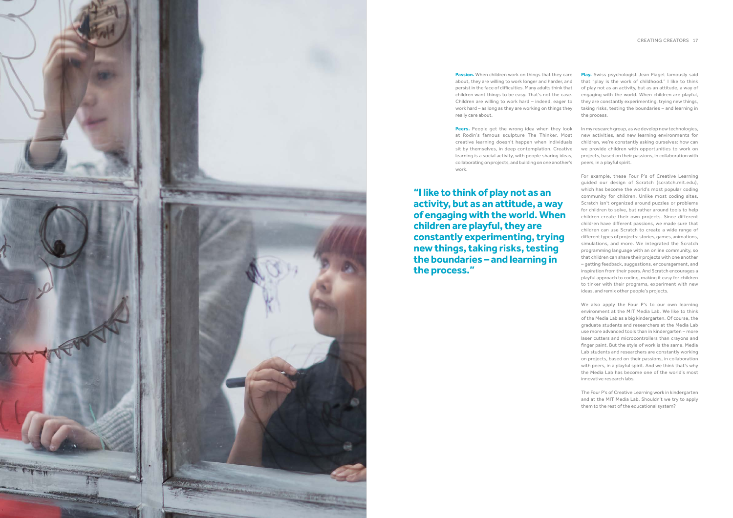**Passion.** When children work on things that they care about, they are willing to work longer and harder, and persist in the face of difficulties. Many adults think that children want things to be easy. That's not the case. Children are willing to work hard – indeed, eager to work hard – as long as they are working on things they really care about.

**Peers.** People get the wrong idea when they look at Rodin's famous sculpture The Thinker. Most creative learning doesn't happen when individuals sit by themselves, in deep contemplation. Creative learning is a social activity, with people sharing ideas, collaborating on projects, and building on one another's work.

**"I like to think of play not as an activity, but as an attitude, a way of engaging with the world. When children are playful, they are constantly experimenting, trying new things, taking risks, testing the boundaries – and learning in the process."**

**Play.** Swiss psychologist Jean Piaget famously said that "play is the work of childhood." I like to think of play not as an activity, but as an attitude, a way of engaging with the world. When children are playful, they are constantly experimenting, trying new things, taking risks, testing the boundaries – and learning in the process.

In my research group, as we develop new technologies, new activities, and new learning environments for children, we're constantly asking ourselves: how can we provide children with opportunities to work on projects, based on their passions, in collaboration with peers, in a playful spirit.

For example, these Four P's of Creative Learning guided our design of Scratch (scratch.mit.edu), which has become the world's most popular coding community for children. Unlike most coding sites, Scratch isn't organized around puzzles or problems for children to solve, but rather around tools to help children create their own projects. Since different children have different passions, we made sure that children can use Scratch to create a wide range of different types of projects: stories, games, animations, simulations, and more. We integrated the Scratch programming language with an online community, so that children can share their projects with one another – getting feedback, suggestions, encouragement, and inspiration from their peers. And Scratch encourages a playful approach to coding, making it easy for children to tinker with their programs, experiment with new ideas, and remix other people's projects.

We also apply the Four P's to our own learning environment at the MIT Media Lab. We like to think of the Media Lab as a big kindergarten. Of course, the graduate students and researchers at the Media Lab use more advanced tools than in kindergarten – more laser cutters and microcontrollers than crayons and finger paint. But the style of work is the same. Media Lab students and researchers are constantly working on projects, based on their passions, in collaboration with peers, in a playful spirit. And we think that's why the Media Lab has become one of the world's most innovative research labs.

The Four P's of Creative Learning work in kindergarten and at the MIT Media Lab. Shouldn't we try to apply them to the rest of the educational system?